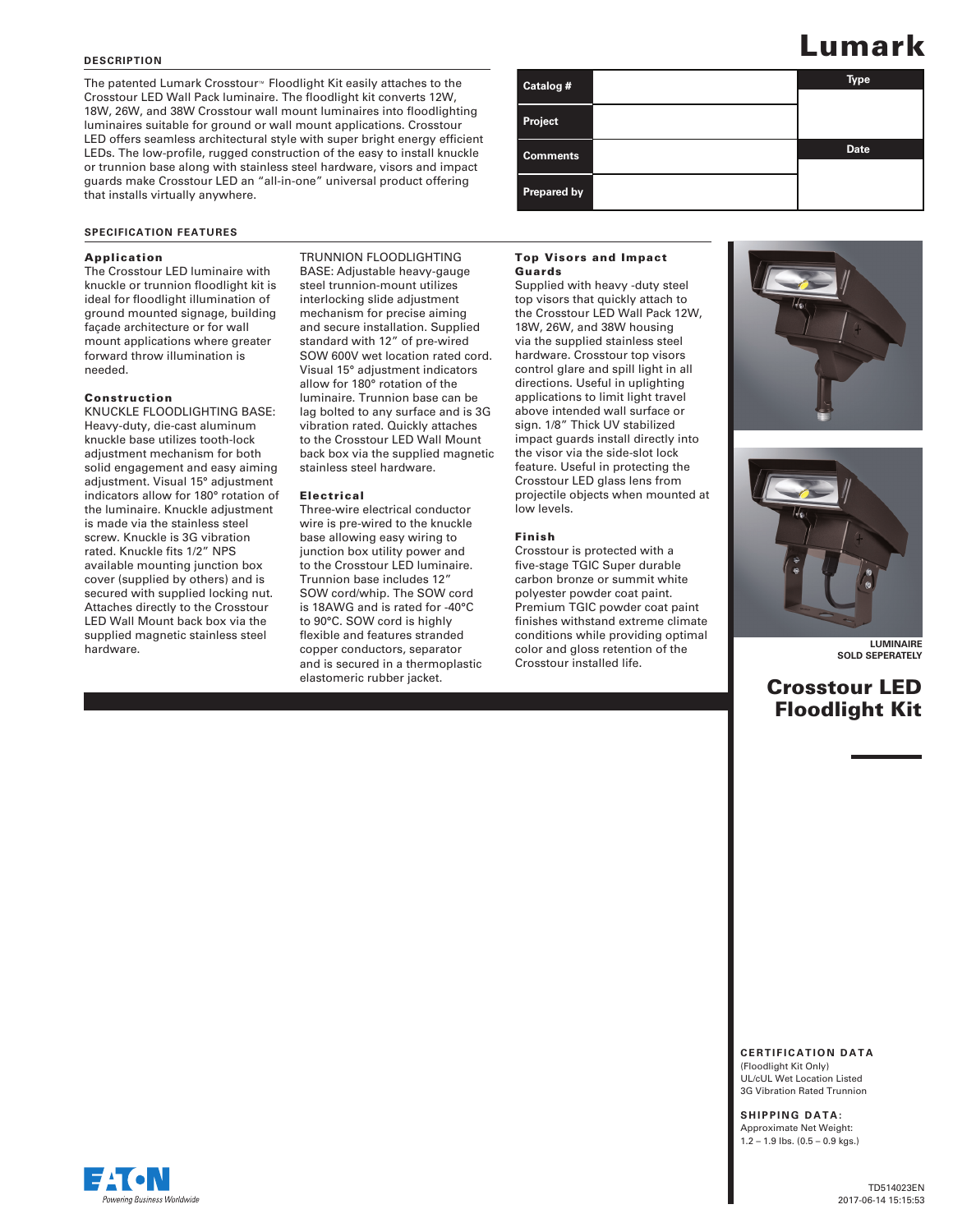# Lumark

## Crosstour LED Floodlight Kit

| Catalog # | | Type |
|---|---|---|
| Project | | |
| Comments | | Date |
| Prepared by | | |

## DESCRIPTION

The patented Lumark Crosstour™ Floodlight Kit easily attaches to the Crosstour LED Wall Pack luminaire. The floodlight kit converts 12W, 18W, 26W, and 38W Crosstour wall mount luminaires into floodlighting luminaires suitable for ground or wall mount applications. Crosstour LED offers seamless architectural style with super bright energy efficient LEDs. The low-profile, rugged construction of the easy to install knuckle or trunnion base along with stainless steel hardware, visors and impact guards make Crosstour LED an "all-in-one" universal product offering that installs virtually anywhere.

## SPECIFICATION FEATURES

### Application

The Crosstour LED luminaire with knuckle or trunnion floodlight kit is ideal for floodlight illumination of ground mounted signage, building façade architecture or for wall mount applications where greater forward throw illumination is needed.

### Construction

KNUCKLE FLOODLIGHTING BASE: Heavy-duty, die-cast aluminum knuckle base utilizes tooth-lock adjustment mechanism for both solid engagement and easy aiming adjustment. Visual 15° adjustment indicators allow for 180° rotation of the luminaire. Knuckle adjustment is made via the stainless steel screw. Knuckle is 3G vibration rated. Knuckle fits 1/2" NPS available mounting junction box cover (supplied by others) and is secured with supplied locking nut. Attaches directly to the Crosstour LED Wall Mount back box via the supplied magnetic stainless steel hardware.

TRUNNION FLOODLIGHTING BASE: Adjustable heavy-gauge steel trunnion-mount utilizes interlocking slide adjustment mechanism for precise aiming and secure installation. Supplied standard with 12" of pre-wired SOW 600V wet location rated cord. Visual 15° adjustment indicators allow for 180° rotation of the luminaire. Trunnion base can be lag bolted to any surface and is 3G vibration rated. Quickly attaches to the Crosstour LED Wall Mount back box via the supplied magnetic stainless steel hardware.

### Electrical

Three-wire electrical conductor wire is pre-wired to the knuckle base allowing easy wiring to junction box utility power and to the Crosstour LED luminaire. Trunnion base includes 12" SOW cord/whip. The SOW cord is 18AWG and is rated for -40°C to 90°C. SOW cord is highly flexible and features stranded copper conductors, separator and is secured in a thermoplastic elastomeric rubber jacket.

### Top Visors and Impact Guards

Supplied with heavy -duty steel top visors that quickly attach to the Crosstour LED Wall Pack 12W, 18W, 26W, and 38W housing via the supplied stainless steel hardware. Crosstour top visors control glare and spill light in all directions. Useful in uplighting applications to limit light travel above intended wall surface or sign. 1/8" Thick UV stabilized impact guards install directly into the visor via the side-slot lock feature. Useful in protecting the Crosstour LED glass lens from projectile objects when mounted at low levels.

### Finish

Crosstour is protected with a five-stage TGIC Super durable carbon bronze or summit white polyester powder coat paint. Premium TGIC powder coat paint finishes withstand extreme climate conditions while providing optimal color and gloss retention of the Crosstour installed life.

LUMINAIRE SOLD SEPERATELY

### CERTIFICATION DATA

(Floodlight Kit Only)
UL/cUL Wet Location Listed
3G Vibration Rated Trunnion

### SHIPPING DATA:

Approximate Net Weight:
1.2 – 1.9 lbs. (0.5 – 0.9 kgs.)

EATON Powering Business Worldwide

TD514023EN
2017-06-14 15:15:53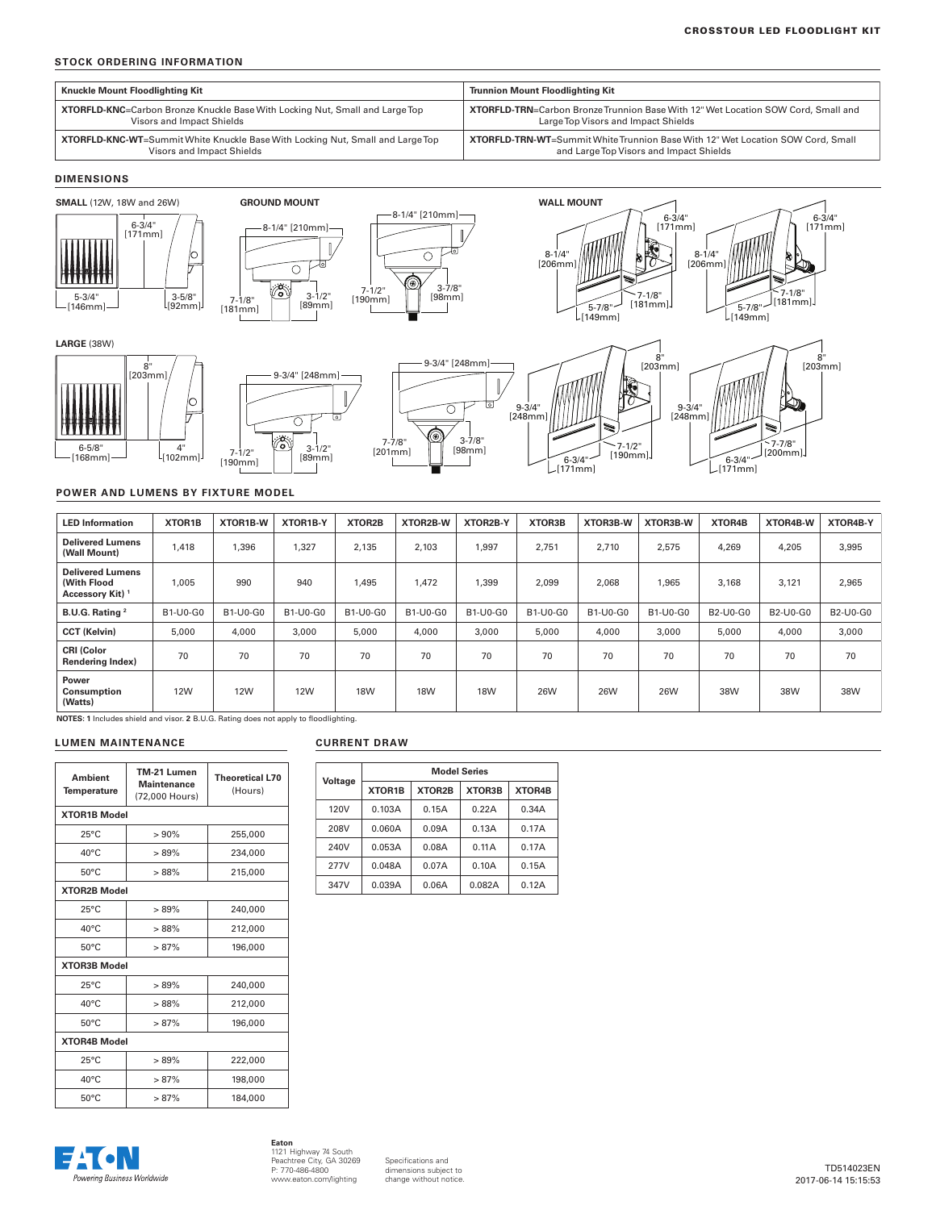## STOCK ORDERING INFORMATION

| Knuckle Mount Floodlighting Kit | Trunnion Mount Floodlighting Kit |
|---|---|
| **XTORFLD-KNC**=Carbon Bronze Knuckle Base With Locking Nut, Small and Large Top Visors and Impact Shields | **XTORFLD-TRN**=Carbon Bronze Trunnion Base With 12" Wet Location SOW Cord, Small and Large Top Visors and Impact Shields |
| **XTORFLD-KNC-WT**=Summit White Knuckle Base With Locking Nut, Small and Large Top Visors and Impact Shields | **XTORFLD-TRN-WT**=Summit White Trunnion Base With 12" Wet Location SOW Cord, Small and Large Top Visors and Impact Shields |

## DIMENSIONS

**SMALL** (12W, 18W and 26W)

6-3/4" [171mm]
5-3/4" [146mm]
3-5/8" [92mm]

**GROUND MOUNT**

8-1/4" [210mm]
7-1/8" [181mm]
3-1/2" [89mm]
8-1/4" [210mm]
7-1/2" [190mm]
3-7/8" [98mm]

**WALL MOUNT**

6-3/4" [171mm]
8-1/4" [206mm]
7-1/8" [181mm]
5-7/8" [149mm]
6-3/4" [171mm]
8-1/4" [206mm]
7-1/8" [181mm]
5-7/8" [149mm]

**LARGE** (38W)

8" [203mm]
6-5/8" [168mm]
4" [102mm]
9-3/4" [248mm]
7-1/2" [190mm]
3-1/2" [89mm]
9-3/4" [248mm]
7-7/8" [201mm]
3-7/8" [98mm]
8" [203mm]
9-3/4" [248mm]
7-1/2" [190mm]
6-3/4" [171mm]
8" [203mm]
9-3/4" [248mm]
7-7/8" [200mm]
6-3/4" [171mm]

## POWER AND LUMENS BY FIXTURE MODEL

| LED Information | XTOR1B | XTOR1B-W | XTOR1B-Y | XTOR2B | XTOR2B-W | XTOR2B-Y | XTOR3B | XTOR3B-W | XTOR3B-W | XTOR4B | XTOR4B-W | XTOR4B-Y |
|---|---|---|---|---|---|---|---|---|---|---|---|---|
| **Delivered Lumens (Wall Mount)** | 1,418 | 1,396 | 1,327 | 2,135 | 2,103 | 1,997 | 2,751 | 2,710 | 2,575 | 4,269 | 4,205 | 3,995 |
| **Delivered Lumens (With Flood Accessory Kit)** [1] | 1,005 | 990 | 940 | 1,495 | 1,472 | 1,399 | 2,099 | 2,068 | 1,965 | 3,168 | 3,121 | 2,965 |
| **B.U.G. Rating** [2] | B1-U0-G0 | B1-U0-G0 | B1-U0-G0 | B1-U0-G0 | B1-U0-G0 | B1-U0-G0 | B1-U0-G0 | B1-U0-G0 | B1-U0-G0 | B2-U0-G0 | B2-U0-G0 | B2-U0-G0 |
| **CCT (Kelvin)** | 5,000 | 4,000 | 3,000 | 5,000 | 4,000 | 3,000 | 5,000 | 4,000 | 3,000 | 5,000 | 4,000 | 3,000 |
| **CRI (Color Rendering Index)** | 70 | 70 | 70 | 70 | 70 | 70 | 70 | 70 | 70 | 70 | 70 | 70 |
| **Power Consumption (Watts)** | 12W | 12W | 12W | 18W | 18W | 18W | 26W | 26W | 26W | 38W | 38W | 38W |

**NOTES: 1** Includes shield and visor. **2** B.U.G. Rating does not apply to floodlighting.

## LUMEN MAINTENANCE

| Ambient Temperature | TM-21 Lumen Maintenance (72,000 Hours) | Theoretical L70 (Hours) |
|---|---|---|
| **XTOR1B Model** | | |
| 25°C | > 90% | 255,000 |
| 40°C | > 89% | 234,000 |
| 50°C | > 88% | 215,000 |
| **XTOR2B Model** | | |
| 25°C | > 89% | 240,000 |
| 40°C | > 88% | 212,000 |
| 50°C | > 87% | 196,000 |
| **XTOR3B Model** | | |
| 25°C | > 89% | 240,000 |
| 40°C | > 88% | 212,000 |
| 50°C | > 87% | 196,000 |
| **XTOR4B Model** | | |
| 25°C | > 89% | 222,000 |
| 40°C | > 87% | 198,000 |
| 50°C | > 87% | 184,000 |

## CURRENT DRAW

| Voltage | Model Series | | | |
|---|---|---|---|---|
| | XTOR1B | XTOR2B | XTOR3B | XTOR4B |
| 120V | 0.103A | 0.15A | 0.22A | 0.34A |
| 208V | 0.060A | 0.09A | 0.13A | 0.17A |
| 240V | 0.053A | 0.08A | 0.11A | 0.17A |
| 277V | 0.048A | 0.07A | 0.10A | 0.15A |
| 347V | 0.039A | 0.06A | 0.082A | 0.12A |

EATON
Powering Business Worldwide

**Eaton**
1121 Highway 74 South
Peachtree City, GA 30269
P: 770-486-4800
www.eaton.com/lighting

Specifications and dimensions subject to change without notice.

TD514023EN
2017-06-14 15:15:53